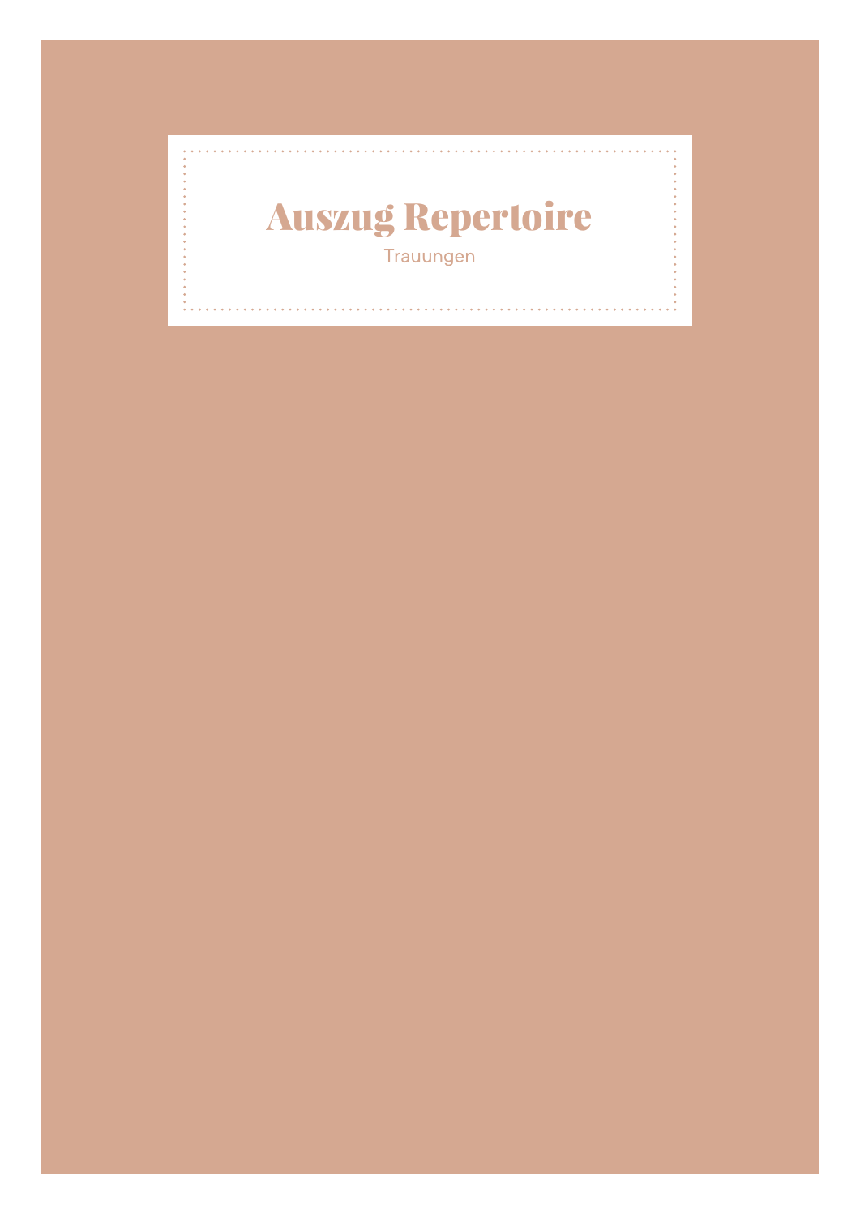# Auszug Repertoire

Trauungen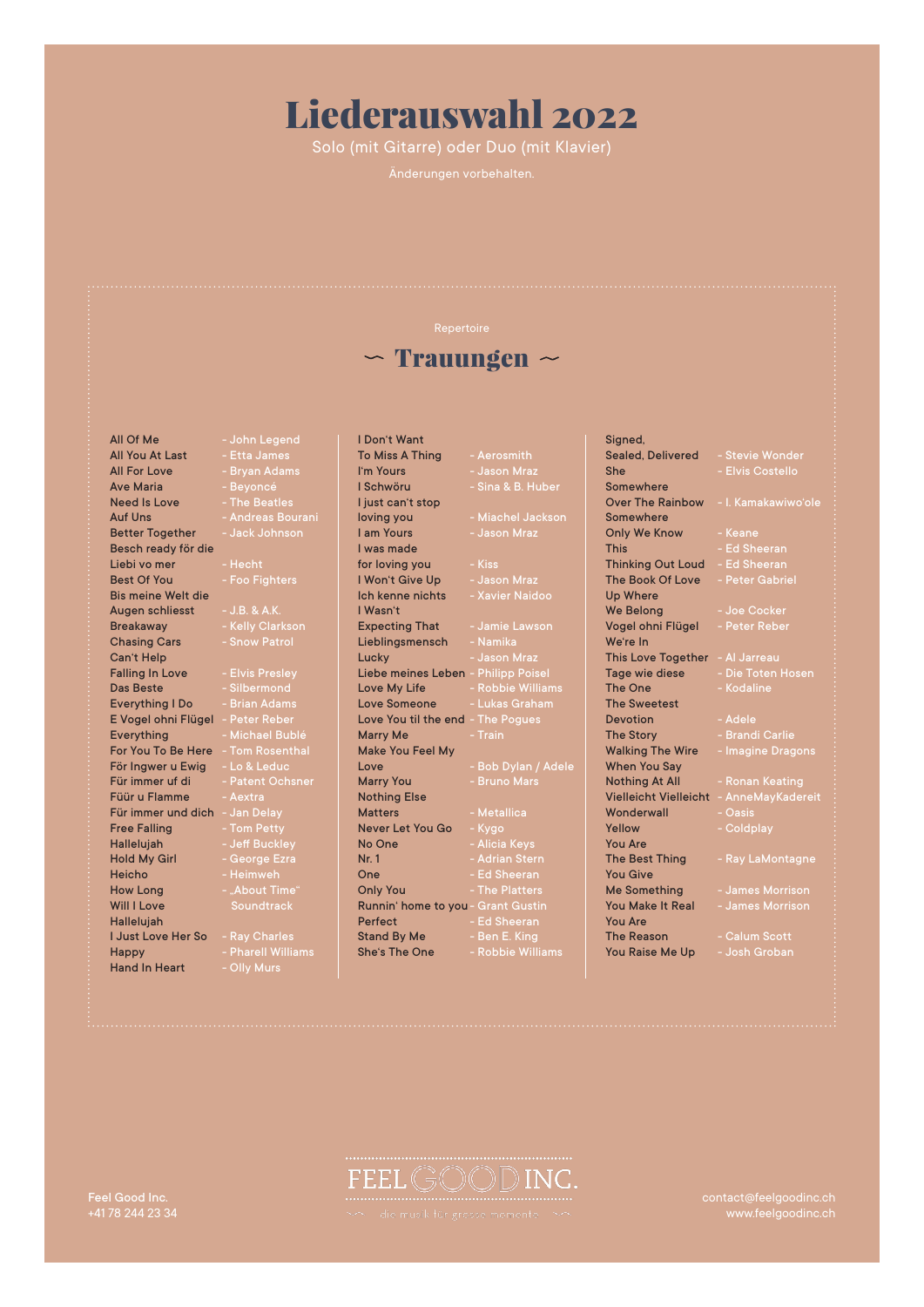# Liederauswahl 2022

Solo (mit Gitarre) oder Duo (mit Klavier)

Änderungen vorbehalten.

Repertoire

## ~ Trauungen ~

All Of Me - John Legend
All You At Last - Etta James
All For Love - Bryan Adams
Ave Maria - Beyoncé
Need Is Love - The Beatles
Auf Uns - Andreas Bourani
Better Together - Jack Johnson
Besch ready för die Liebi vo mer - Hecht
Best Of You - Foo Fighters
Bis meine Welt die Augen schliesst - J.B. & A.K.
Breakaway - Kelly Clarkson
Chasing Cars - Snow Patrol
Can't Help Falling In Love - Elvis Presley
Das Beste - Silbermond
Everything I Do - Brian Adams
E Vogel ohni Flügel - Peter Reber
Everything - Michael Bublé
For You To Be Here - Tom Rosenthal
För Ingwer u Ewig - Lo & Leduc
Für immer uf di - Patent Ochsner
Füür u Flamme - Aextra
Für immer und dich - Jan Delay
Free Falling - Tom Petty
Hallelujah - Jeff Buckley
Hold My Girl - George Ezra
Heicho - Heimweh
How Long Will I Love - „About Time“ Soundtrack
Hallelujah
I Just Love Her So - Ray Charles
Happy - Pharell Williams
Hand In Heart - Olly Murs

I Don't Want To Miss A Thing - Aerosmith
I'm Yours - Jason Mraz
I Schwöru - Sina & B. Huber
I just can't stop loving you - Miachel Jackson
I am Yours - Jason Mraz
I was made for loving you - Kiss
I Won't Give Up - Jason Mraz
Ich kenne nichts - Xavier Naidoo
I Wasn't Expecting That - Jamie Lawson
Lieblingsmensch - Namika
Lucky - Jason Mraz
Liebe meines Leben - Philipp Poisel
Love My Life - Robbie Williams
Love Someone - Lukas Graham
Love You til the end - The Pogues
Marry Me - Train
Make You Feel My Love - Bob Dylan / Adele
Marry You - Bruno Mars
Nothing Else Matters - Metallica
Never Let You Go - Kygo
No One - Alicia Keys
Nr. 1 - Adrian Stern
One - Ed Sheeran
Only You - The Platters
Runnin' home to you - Grant Gustin
Perfect - Ed Sheeran
Stand By Me - Ben E. King
She's The One - Robbie Williams

Signed, Sealed, Delivered - Stevie Wonder
She - Elvis Costello
Somewhere Over The Rainbow - I. Kamakawiwo'ole
Somewhere Only We Know - Keane
This - Ed Sheeran
Thinking Out Loud - Ed Sheeran
The Book Of Love - Peter Gabriel
Up Where We Belong - Joe Cocker
Vogel ohni Flügel - Peter Reber
We're In This Love Together - Al Jarreau
Tage wie diese - Die Toten Hosen
The One - Kodaline
The Sweetest Devotion - Adele
The Story - Brandi Carlie
Walking The Wire - Imagine Dragons
When You Say Nothing At All - Ronan Keating
Vielleicht Vielleicht - AnneMayKadereit
Wonderwall - Oasis
Yellow - Coldplay
You Are The Best Thing - Ray LaMontagne
You Give Me Something - James Morrison
You Make It Real - James Morrison
You Are The Reason - Calum Scott
You Raise Me Up - Josh Groban

Feel Good Inc.
+41 78 244 23 34

FEEL GOOD INC.
die musik für grosse momente

contact@feelgoodinc.ch
www.feelgoodinc.ch